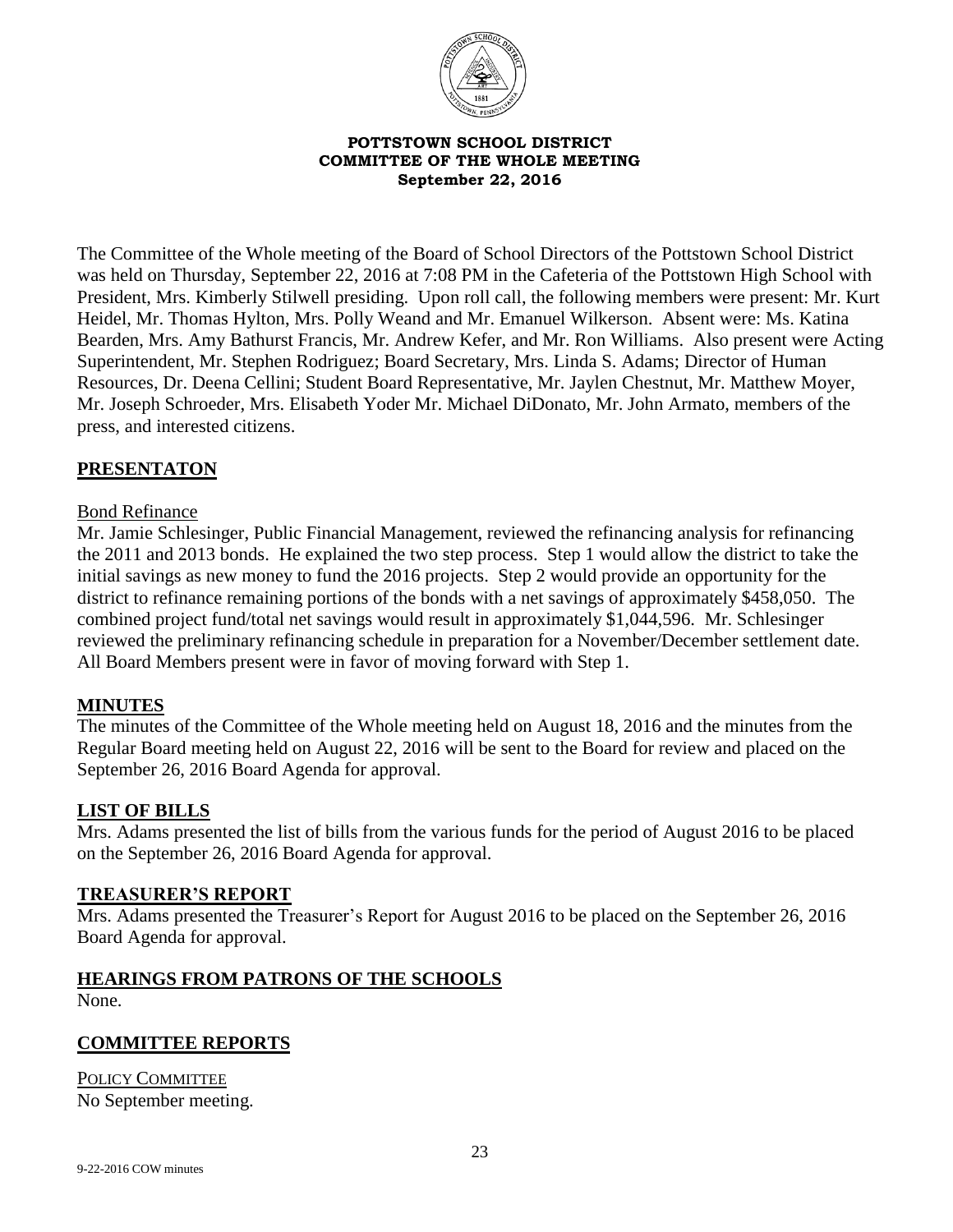**POTTSTOWN SCHOOL DISTRICT**
**COMMITTEE OF THE WHOLE MEETING**
**September 22, 2016**

The Committee of the Whole meeting of the Board of School Directors of the Pottstown School District was held on Thursday, September 22, 2016 at 7:08 PM in the Cafeteria of the Pottstown High School with President, Mrs. Kimberly Stilwell presiding. Upon roll call, the following members were present: Mr. Kurt Heidel, Mr. Thomas Hylton, Mrs. Polly Weand and Mr. Emanuel Wilkerson. Absent were: Ms. Katina Bearden, Mrs. Amy Bathurst Francis, Mr. Andrew Kefer, and Mr. Ron Williams. Also present were Acting Superintendent, Mr. Stephen Rodriguez; Board Secretary, Mrs. Linda S. Adams; Director of Human Resources, Dr. Deena Cellini; Student Board Representative, Mr. Jaylen Chestnut, Mr. Matthew Moyer, Mr. Joseph Schroeder, Mrs. Elisabeth Yoder Mr. Michael DiDonato, Mr. John Armato, members of the press, and interested citizens.

## PRESENTATON

Bond Refinance

Mr. Jamie Schlesinger, Public Financial Management, reviewed the refinancing analysis for refinancing the 2011 and 2013 bonds. He explained the two step process. Step 1 would allow the district to take the initial savings as new money to fund the 2016 projects. Step 2 would provide an opportunity for the district to refinance remaining portions of the bonds with a net savings of approximately $458,050. The combined project fund/total net savings would result in approximately $1,044,596. Mr. Schlesinger reviewed the preliminary refinancing schedule in preparation for a November/December settlement date. All Board Members present were in favor of moving forward with Step 1.

## MINUTES

The minutes of the Committee of the Whole meeting held on August 18, 2016 and the minutes from the Regular Board meeting held on August 22, 2016 will be sent to the Board for review and placed on the September 26, 2016 Board Agenda for approval.

## LIST OF BILLS

Mrs. Adams presented the list of bills from the various funds for the period of August 2016 to be placed on the September 26, 2016 Board Agenda for approval.

## TREASURER'S REPORT

Mrs. Adams presented the Treasurer's Report for August 2016 to be placed on the September 26, 2016 Board Agenda for approval.

## HEARINGS FROM PATRONS OF THE SCHOOLS

None.

## COMMITTEE REPORTS

POLICY COMMITTEE

No September meeting.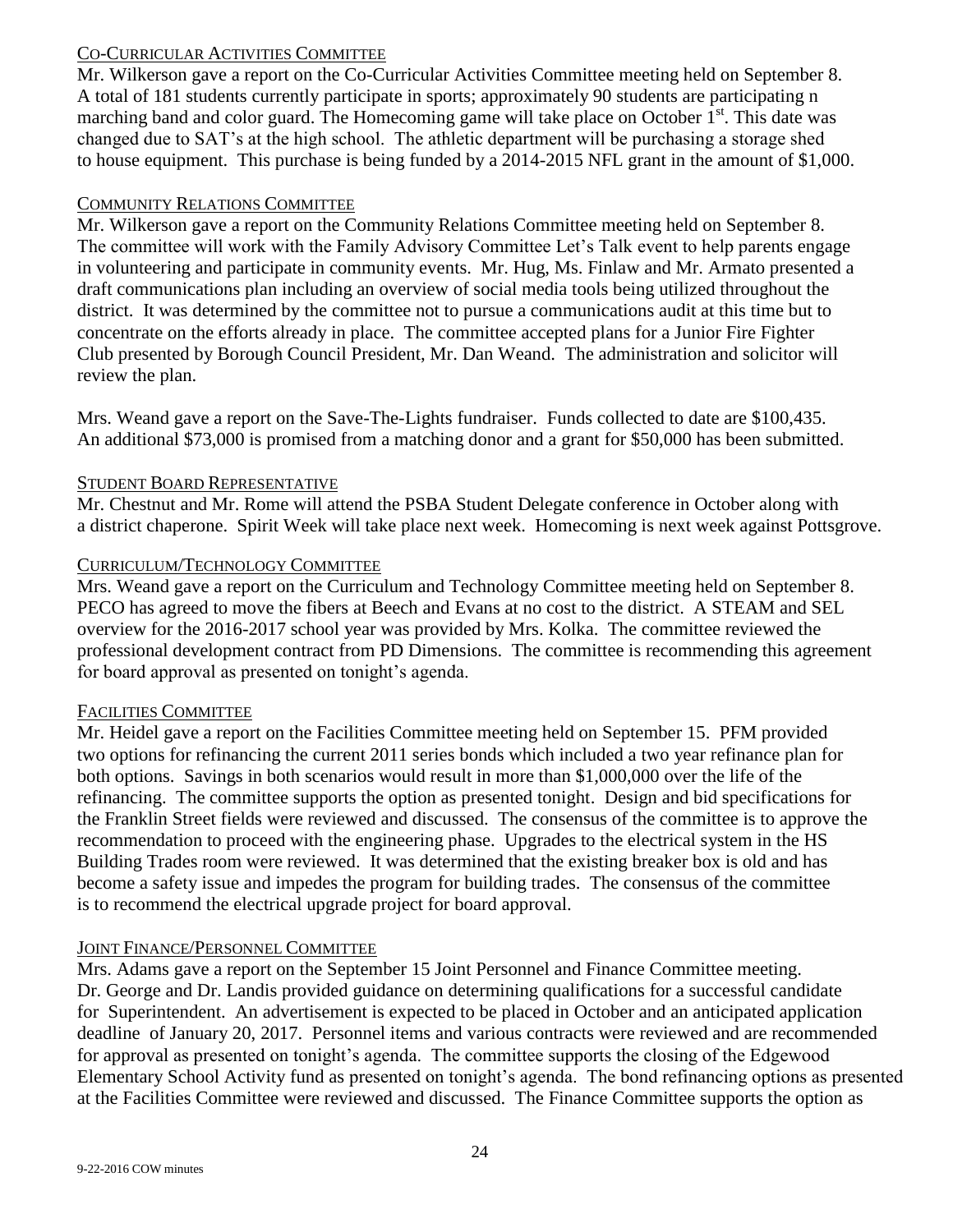## Co-Curricular Activities Committee

Mr. Wilkerson gave a report on the Co-Curricular Activities Committee meeting held on September 8. A total of 181 students currently participate in sports; approximately 90 students are participating n marching band and color guard. The Homecoming game will take place on October 1st. This date was changed due to SAT's at the high school. The athletic department will be purchasing a storage shed to house equipment. This purchase is being funded by a 2014-2015 NFL grant in the amount of $1,000.

## Community Relations Committee

Mr. Wilkerson gave a report on the Community Relations Committee meeting held on September 8. The committee will work with the Family Advisory Committee Let's Talk event to help parents engage in volunteering and participate in community events. Mr. Hug, Ms. Finlaw and Mr. Armato presented a draft communications plan including an overview of social media tools being utilized throughout the district. It was determined by the committee not to pursue a communications audit at this time but to concentrate on the efforts already in place. The committee accepted plans for a Junior Fire Fighter Club presented by Borough Council President, Mr. Dan Weand. The administration and solicitor will review the plan.

Mrs. Weand gave a report on the Save-The-Lights fundraiser. Funds collected to date are $100,435. An additional $73,000 is promised from a matching donor and a grant for $50,000 has been submitted.

## Student Board Representative

Mr. Chestnut and Mr. Rome will attend the PSBA Student Delegate conference in October along with a district chaperone. Spirit Week will take place next week. Homecoming is next week against Pottsgrove.

## Curriculum/Technology Committee

Mrs. Weand gave a report on the Curriculum and Technology Committee meeting held on September 8. PECO has agreed to move the fibers at Beech and Evans at no cost to the district. A STEAM and SEL overview for the 2016-2017 school year was provided by Mrs. Kolka. The committee reviewed the professional development contract from PD Dimensions. The committee is recommending this agreement for board approval as presented on tonight's agenda.

## Facilities Committee

Mr. Heidel gave a report on the Facilities Committee meeting held on September 15. PFM provided two options for refinancing the current 2011 series bonds which included a two year refinance plan for both options. Savings in both scenarios would result in more than $1,000,000 over the life of the refinancing. The committee supports the option as presented tonight. Design and bid specifications for the Franklin Street fields were reviewed and discussed. The consensus of the committee is to approve the recommendation to proceed with the engineering phase. Upgrades to the electrical system in the HS Building Trades room were reviewed. It was determined that the existing breaker box is old and has become a safety issue and impedes the program for building trades. The consensus of the committee is to recommend the electrical upgrade project for board approval.

## Joint Finance/Personnel Committee

Mrs. Adams gave a report on the September 15 Joint Personnel and Finance Committee meeting. Dr. George and Dr. Landis provided guidance on determining qualifications for a successful candidate for Superintendent. An advertisement is expected to be placed in October and an anticipated application deadline of January 20, 2017. Personnel items and various contracts were reviewed and are recommended for approval as presented on tonight's agenda. The committee supports the closing of the Edgewood Elementary School Activity fund as presented on tonight's agenda. The bond refinancing options as presented at the Facilities Committee were reviewed and discussed. The Finance Committee supports the option as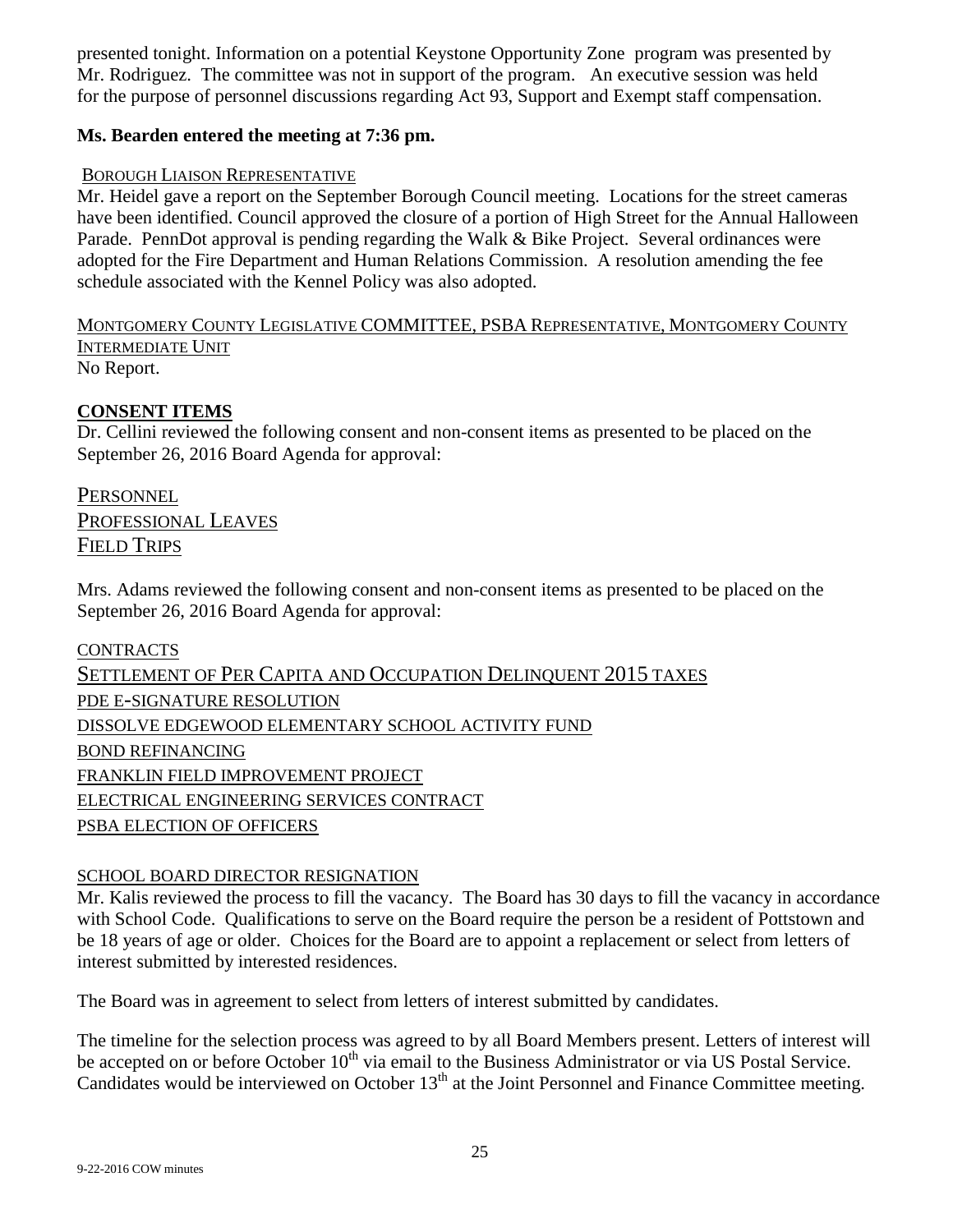presented tonight. Information on a potential Keystone Opportunity Zone program was presented by Mr. Rodriguez. The committee was not in support of the program. An executive session was held for the purpose of personnel discussions regarding Act 93, Support and Exempt staff compensation.

**Ms. Bearden entered the meeting at 7:36 pm.**

BOROUGH LIAISON REPRESENTATIVE

Mr. Heidel gave a report on the September Borough Council meeting. Locations for the street cameras have been identified. Council approved the closure of a portion of High Street for the Annual Halloween Parade. PennDot approval is pending regarding the Walk & Bike Project. Several ordinances were adopted for the Fire Department and Human Relations Commission. A resolution amending the fee schedule associated with the Kennel Policy was also adopted.

MONTGOMERY COUNTY LEGISLATIVE COMMITTEE, PSBA REPRESENTATIVE, MONTGOMERY COUNTY INTERMEDIATE UNIT

No Report.

## CONSENT ITEMS

Dr. Cellini reviewed the following consent and non-consent items as presented to be placed on the September 26, 2016 Board Agenda for approval:

PERSONNEL

PROFESSIONAL LEAVES

FIELD TRIPS

Mrs. Adams reviewed the following consent and non-consent items as presented to be placed on the September 26, 2016 Board Agenda for approval:

CONTRACTS

SETTLEMENT OF PER CAPITA AND OCCUPATION DELINQUENT 2015 TAXES

PDE E-SIGNATURE RESOLUTION

DISSOLVE EDGEWOOD ELEMENTARY SCHOOL ACTIVITY FUND

BOND REFINANCING

FRANKLIN FIELD IMPROVEMENT PROJECT

ELECTRICAL ENGINEERING SERVICES CONTRACT

PSBA ELECTION OF OFFICERS

SCHOOL BOARD DIRECTOR RESIGNATION

Mr. Kalis reviewed the process to fill the vacancy. The Board has 30 days to fill the vacancy in accordance with School Code. Qualifications to serve on the Board require the person be a resident of Pottstown and be 18 years of age or older. Choices for the Board are to appoint a replacement or select from letters of interest submitted by interested residences.

The Board was in agreement to select from letters of interest submitted by candidates.

The timeline for the selection process was agreed to by all Board Members present. Letters of interest will be accepted on or before October 10th via email to the Business Administrator or via US Postal Service. Candidates would be interviewed on October 13th at the Joint Personnel and Finance Committee meeting.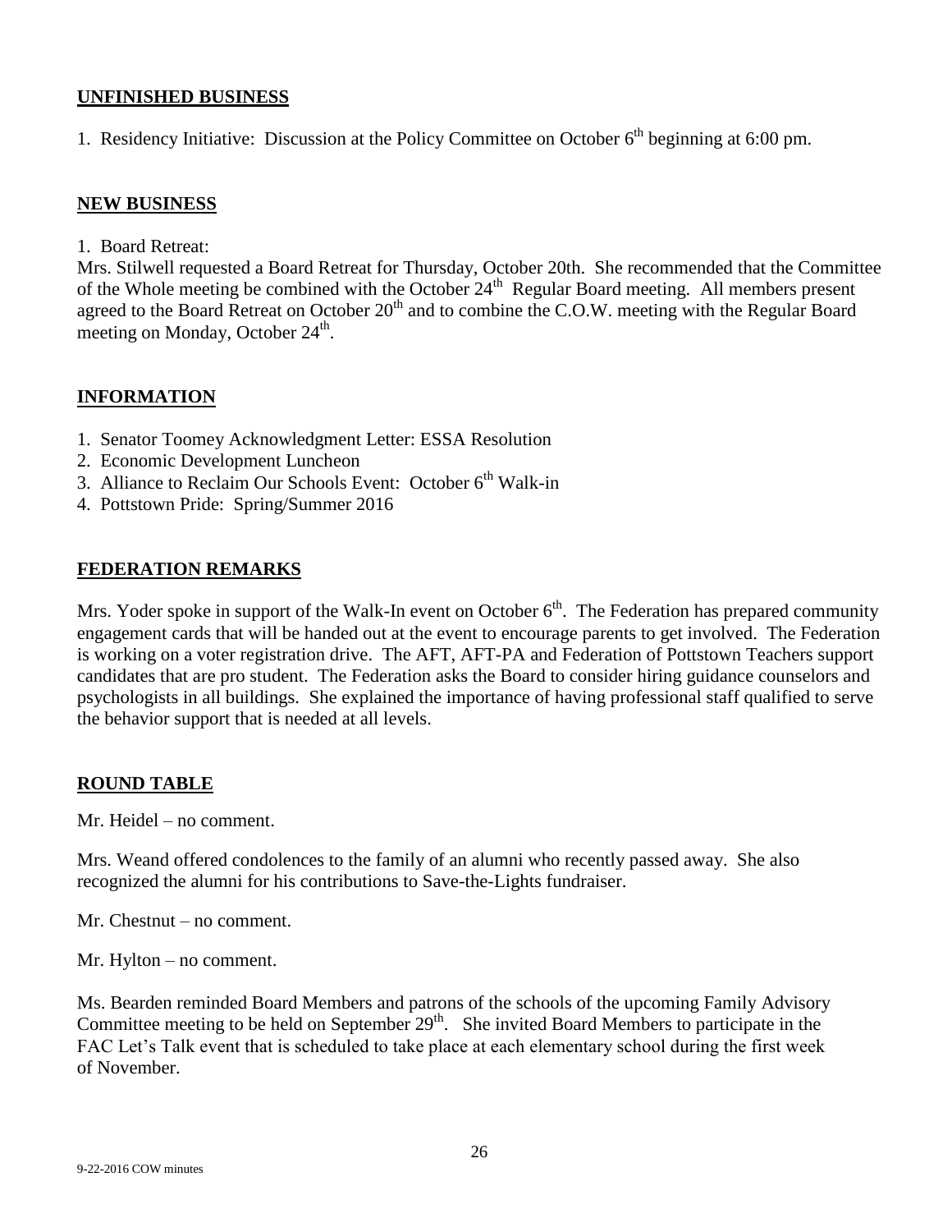## UNFINISHED BUSINESS

1. Residency Initiative: Discussion at the Policy Committee on October 6th beginning at 6:00 pm.

## NEW BUSINESS

1. Board Retreat:

Mrs. Stilwell requested a Board Retreat for Thursday, October 20th. She recommended that the Committee of the Whole meeting be combined with the October 24th Regular Board meeting. All members present agreed to the Board Retreat on October 20th and to combine the C.O.W. meeting with the Regular Board meeting on Monday, October 24th.

## INFORMATION

1. Senator Toomey Acknowledgment Letter: ESSA Resolution
2. Economic Development Luncheon
3. Alliance to Reclaim Our Schools Event: October 6th Walk-in
4. Pottstown Pride: Spring/Summer 2016

## FEDERATION REMARKS

Mrs. Yoder spoke in support of the Walk-In event on October 6th. The Federation has prepared community engagement cards that will be handed out at the event to encourage parents to get involved. The Federation is working on a voter registration drive. The AFT, AFT-PA and Federation of Pottstown Teachers support candidates that are pro student. The Federation asks the Board to consider hiring guidance counselors and psychologists in all buildings. She explained the importance of having professional staff qualified to serve the behavior support that is needed at all levels.

## ROUND TABLE

Mr. Heidel – no comment.

Mrs. Weand offered condolences to the family of an alumni who recently passed away. She also recognized the alumni for his contributions to Save-the-Lights fundraiser.

Mr. Chestnut – no comment.

Mr. Hylton – no comment.

Ms. Bearden reminded Board Members and patrons of the schools of the upcoming Family Advisory Committee meeting to be held on September 29th. She invited Board Members to participate in the FAC Let's Talk event that is scheduled to take place at each elementary school during the first week of November.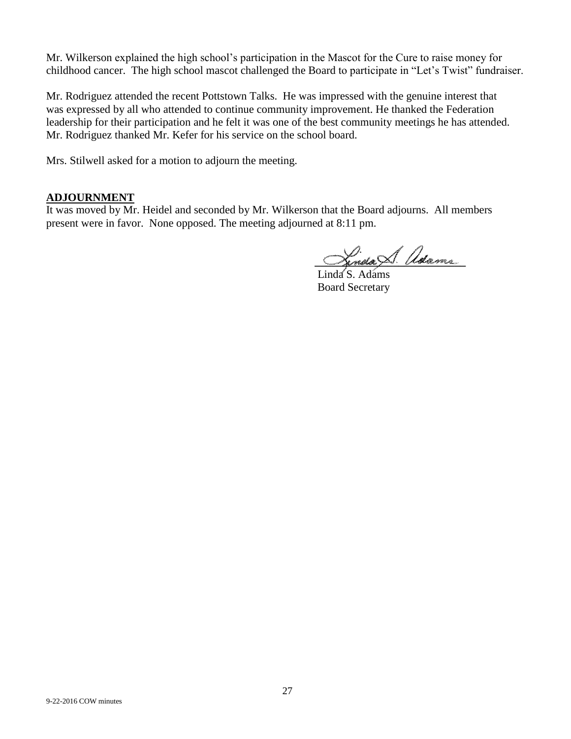Mr. Wilkerson explained the high school's participation in the Mascot for the Cure to raise money for childhood cancer. The high school mascot challenged the Board to participate in "Let's Twist" fundraiser.

Mr. Rodriguez attended the recent Pottstown Talks. He was impressed with the genuine interest that was expressed by all who attended to continue community improvement. He thanked the Federation leadership for their participation and he felt it was one of the best community meetings he has attended. Mr. Rodriguez thanked Mr. Kefer for his service on the school board.

Mrs. Stilwell asked for a motion to adjourn the meeting.

**ADJOURNMENT**

It was moved by Mr. Heidel and seconded by Mr. Wilkerson that the Board adjourns. All members present were in favor. None opposed. The meeting adjourned at 8:11 pm.

Linda S. Adams
Board Secretary